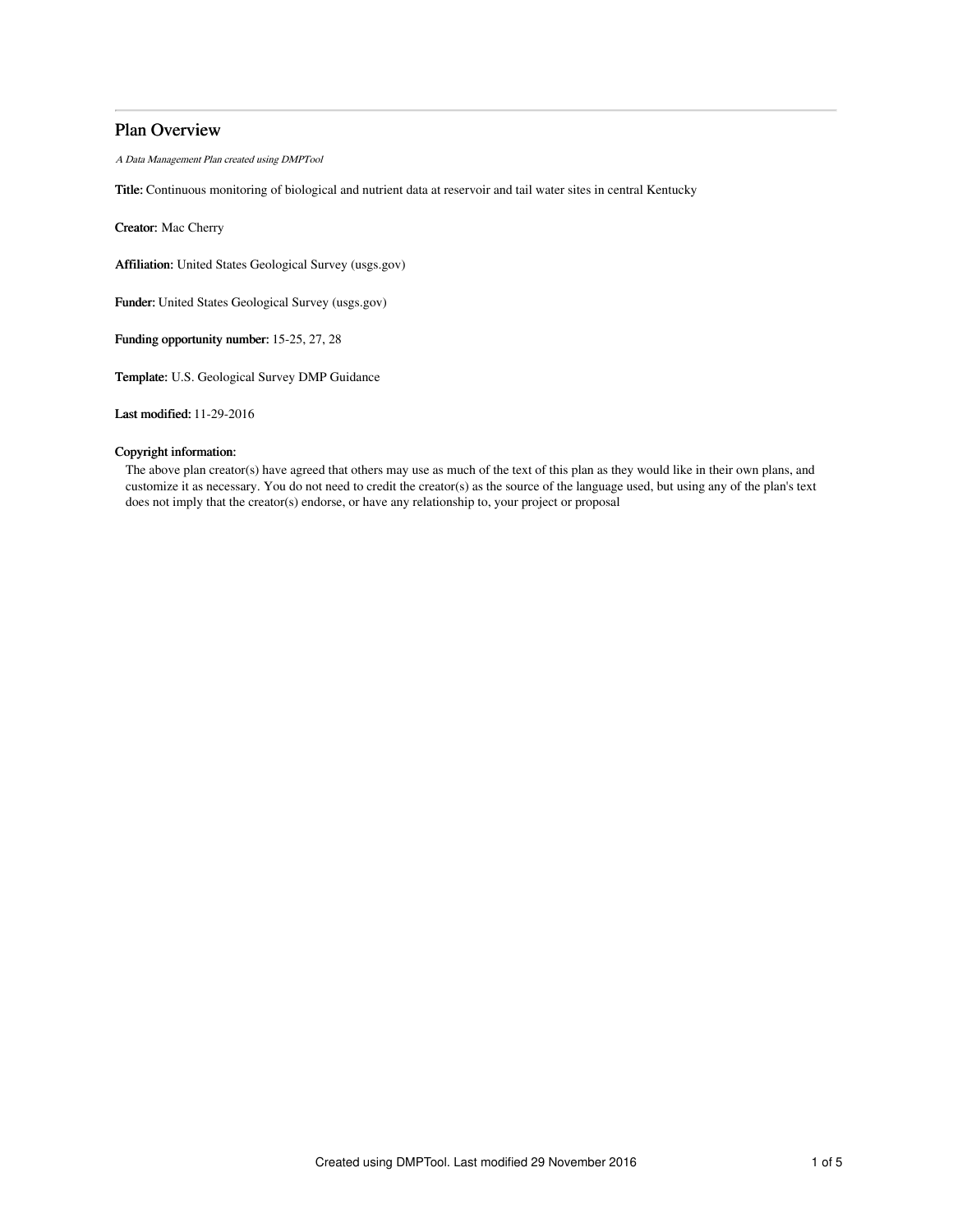# Plan Overview

*A Data Management Plan created using DMPTool*

**Title:** Continuous monitoring of biological and nutrient data at reservoir and tail water sites in central Kentucky

**Creator:** Mac Cherry

**Affiliation:** United States Geological Survey (usgs.gov)

**Funder:** United States Geological Survey (usgs.gov)

**Funding opportunity number:** 15-25, 27, 28

**Template:** U.S. Geological Survey DMP Guidance

**Last modified:** 11-29-2016

**Copyright information:**

The above plan creator(s) have agreed that others may use as much of the text of this plan as they would like in their own plans, and customize it as necessary. You do not need to credit the creator(s) as the source of the language used, but using any of the plan's text does not imply that the creator(s) endorse, or have any relationship to, your project or proposal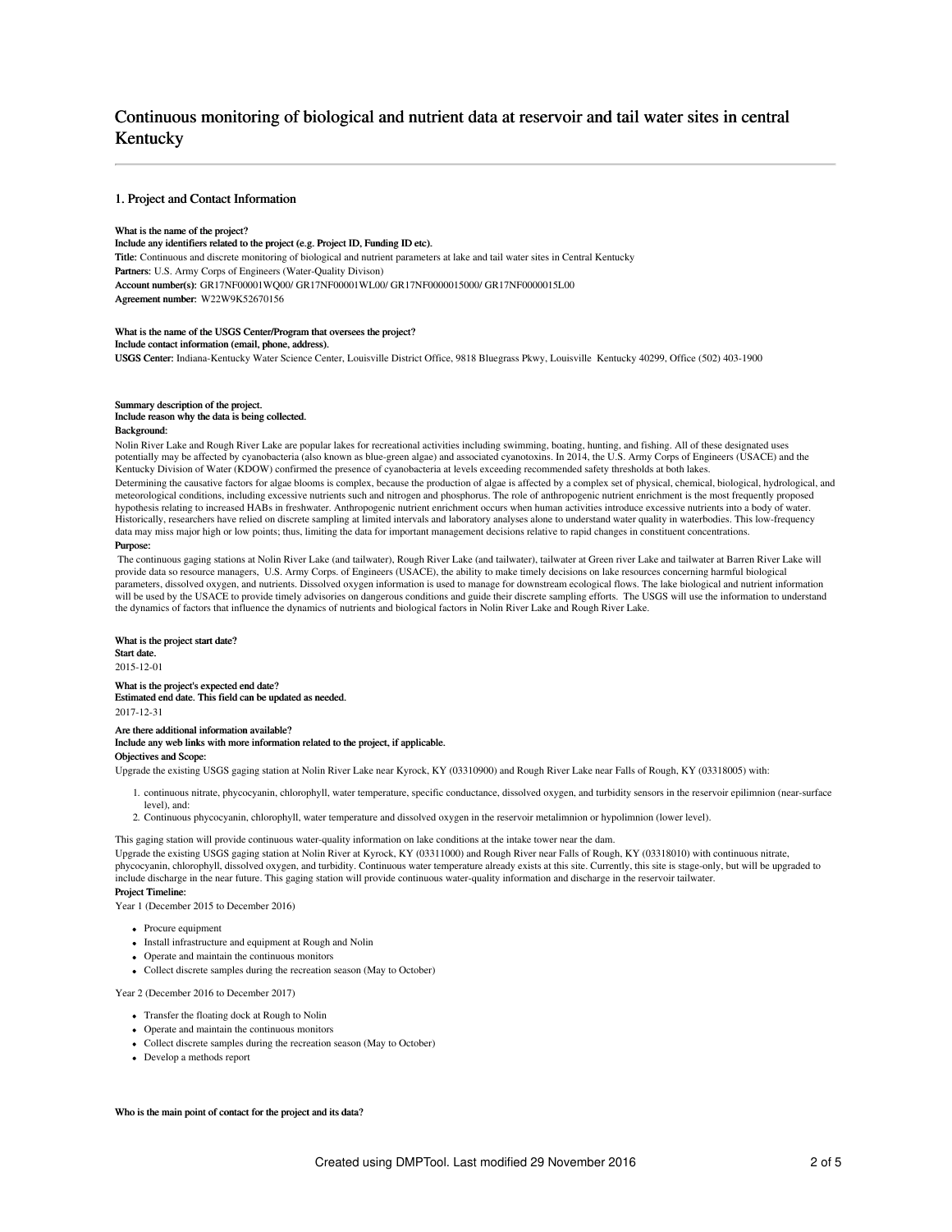# Continuous monitoring of biological and nutrient data at reservoir and tail water sites in central Kentucky

## 1. Project and Contact Information

**What is the name of the project?**
**Include any identifiers related to the project (e.g. Project ID, Funding ID etc).**

**Title:** Continuous and discrete monitoring of biological and nutrient parameters at lake and tail water sites in Central Kentucky

**Partners:** U.S. Army Corps of Engineers (Water-Quality Divison)

**Account number(s):** GR17NF00001WQ00/ GR17NF00001WL00/ GR17NF0000015000/ GR17NF0000015L00

**Agreement number:** W22W9K52670156

**What is the name of the USGS Center/Program that oversees the project?**
**Include contact information (email, phone, address).**

**USGS Center:** Indiana-Kentucky Water Science Center, Louisville District Office, 9818 Bluegrass Pkwy, Louisville Kentucky 40299, Office (502) 403-1900

**Summary description of the project.**
**Include reason why the data is being collected.**

**Background:**

Nolin River Lake and Rough River Lake are popular lakes for recreational activities including swimming, boating, hunting, and fishing. All of these designated uses potentially may be affected by cyanobacteria (also known as blue-green algae) and associated cyanotoxins. In 2014, the U.S. Army Corps of Engineers (USACE) and the Kentucky Division of Water (KDOW) confirmed the presence of cyanobacteria at levels exceeding recommended safety thresholds at both lakes.

Determining the causative factors for algae blooms is complex, because the production of algae is affected by a complex set of physical, chemical, biological, hydrological, and meteorological conditions, including excessive nutrients such and nitrogen and phosphorus. The role of anthropogenic nutrient enrichment is the most frequently proposed hypothesis relating to increased HABs in freshwater. Anthropogenic nutrient enrichment occurs when human activities introduce excessive nutrients into a body of water. Historically, researchers have relied on discrete sampling at limited intervals and laboratory analyses alone to understand water quality in waterbodies. This low-frequency data may miss major high or low points; thus, limiting the data for important management decisions relative to rapid changes in constituent concentrations.

**Purpose:**

The continuous gaging stations at Nolin River Lake (and tailwater), Rough River Lake (and tailwater), tailwater at Green river Lake and tailwater at Barren River Lake will provide data so resource managers, U.S. Army Corps. of Engineers (USACE), the ability to make timely decisions on lake resources concerning harmful biological parameters, dissolved oxygen, and nutrients. Dissolved oxygen information is used to manage for downstream ecological flows. The lake biological and nutrient information will be used by the USACE to provide timely advisories on dangerous conditions and guide their discrete sampling efforts. The USGS will use the information to understand the dynamics of factors that influence the dynamics of nutrients and biological factors in Nolin River Lake and Rough River Lake.

**What is the project start date?**
**Start date.**

2015-12-01

**What is the project's expected end date?**
**Estimated end date. This field can be updated as needed.**

2017-12-31

**Are there additional information available?**
**Include any web links with more information related to the project, if applicable.**

**Objectives and Scope:**

Upgrade the existing USGS gaging station at Nolin River Lake near Kyrock, KY (03310900) and Rough River Lake near Falls of Rough, KY (03318005) with:

1. continuous nitrate, phycocyanin, chlorophyll, water temperature, specific conductance, dissolved oxygen, and turbidity sensors in the reservoir epilimnion (near-surface level), and:
2. Continuous phycocyanin, chlorophyll, water temperature and dissolved oxygen in the reservoir metalimnion or hypolimnion (lower level).

This gaging station will provide continuous water-quality information on lake conditions at the intake tower near the dam.

Upgrade the existing USGS gaging station at Nolin River at Kyrock, KY (03311000) and Rough River near Falls of Rough, KY (03318010) with continuous nitrate, phycocyanin, chlorophyll, dissolved oxygen, and turbidity. Continuous water temperature already exists at this site. Currently, this site is stage-only, but will be upgraded to include discharge in the near future. This gaging station will provide continuous water-quality information and discharge in the reservoir tailwater.

**Project Timeline:**

Year 1 (December 2015 to December 2016)

- Procure equipment
- Install infrastructure and equipment at Rough and Nolin
- Operate and maintain the continuous monitors
- Collect discrete samples during the recreation season (May to October)

Year 2 (December 2016 to December 2017)

- Transfer the floating dock at Rough to Nolin
- Operate and maintain the continuous monitors
- Collect discrete samples during the recreation season (May to October)
- Develop a methods report

**Who is the main point of contact for the project and its data?**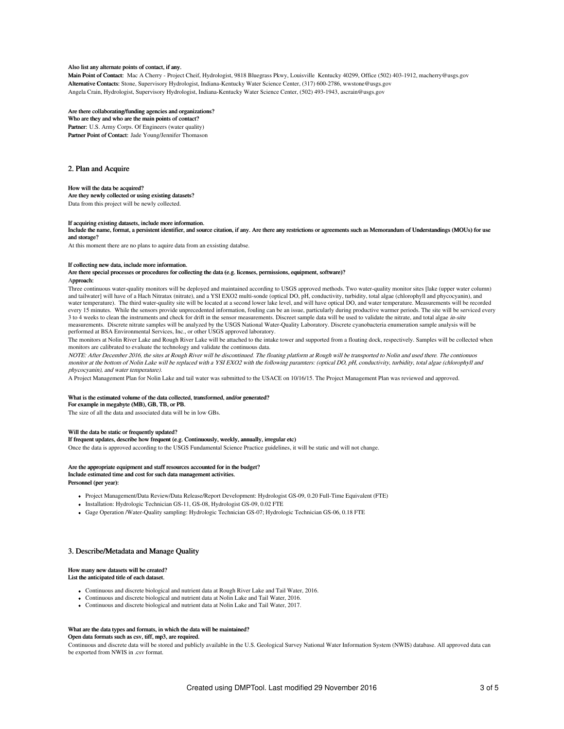**Also list any alternate points of contact, if any.**

**Main Point of Contact:** Mac A Cherry - Project Cheif, Hydrologist, 9818 Bluegrass Pkwy, Louisville Kentucky 40299, Office (502) 403-1912, macherry@usgs.gov
**Alternative Contacts:** Stone, Supervisory Hydrologist, Indiana-Kentucky Water Science Center, (317) 600-2786, wwstone@usgs.gov
Angela Crain, Hydrologist, Supervisory Hydrologist, Indiana-Kentucky Water Science Center, (502) 493-1943, ascrain@usgs.gov

**Are there collaborating/funding agencies and organizations?**
**Who are they and who are the main points of contact?**
**Partner:** U.S. Army Corps. Of Engineers (water quality)
**Partner Point of Contact:** Jade Young/Jennifer Thomason

## 2. Plan and Acquire

**How will the data be acquired?**
**Are they newly collected or using existing datasets?**
Data from this project will be newly collected.

**If acquiring existing datasets, include more information.**
**Include the name, format, a persistent identifier, and source citation, if any. Are there any restrictions or agreements such as Memorandum of Understandings (MOUs) for use and storage?**
At this moment there are no plans to aquire data from an exsisting databse.

**If collecting new data, include more information.**
**Are there special processes or procedures for collecting the data (e.g. licenses, permissions, equipment, software)?**
**Approach:**
Three continuous water-quality monitors will be deployed and maintained according to USGS approved methods. Two water-quality monitor sites [lake (upper water column) and tailwater] will have of a Hach Nitratax (nitrate), and a YSI EXO2 multi-sonde (optical DO, pH, conductivity, turbidity, total algae (chlorophyll and phycocyanin), and water temperature). The third water-quality site will be located at a second lower lake level, and will have optical DO, and water temperature. Measurements will be recorded every 15 minutes. While the sensors provide unprecedented information, fouling can be an issue, particularly during productive warmer periods. The site will be serviced every 3 to 4 weeks to clean the instruments and check for drift in the sensor measurements. Discreet sample data will be used to validate the nitrate, and total algae *in-situ* measurements. Discrete nitrate samples will be analyzed by the USGS National Water-Quality Laboratory. Discrete cyanobacteria enumeration sample analysis will be performed at BSA Environmental Services, Inc., or other USGS approved laboratory.
The monitors at Nolin River Lake and Rough River Lake will be attached to the intake tower and supported from a floating dock, respectively. Samples will be collected when monitors are calibrated to evaluate the technology and validate the continuous data.
*NOTE: After December 2016, the sites at Rough River will be discontinued. The floating platform at Rough will be transported to Nolin and used there. The contionuos monitor at the bottom of Nolin Lake will be replaced with a YSI EXO2 with the following paramters: (optical DO, pH, conductivity, turbidity, total algae (chlorophyll and phycocyanin), and water temperature).*
A Project Management Plan for Nolin Lake and tail water was submitted to the USACE on 10/16/15. The Project Management Plan was reviewed and approved.

**What is the estimated volume of the data collected, transformed, and/or generated?**
**For example in megabyte (MB), GB, TB, or PB.**
The size of all the data and associated data will be in low GBs.

**Will the data be static or frequently updated?**
**If frequent updates, describe how frequent (e.g. Continuously, weekly, annually, irregular etc)**
Once the data is approved according to the USGS Fundamental Science Practice guidelines, it will be static and will not change.

**Are the appropriate equipment and staff resources accounted for in the budget?**
**Include estimated time and cost for such data management activities.**
**Personnel (per year):**

- Project Management/Data Review/Data Release/Report Development: Hydrologist GS-09, 0.20 Full-Time Equivalent (FTE)
- Installation: Hydrologic Technician GS-11, GS-08, Hydrologist GS-09, 0.02 FTE
- Gage Operation /Water-Quality sampling: Hydrologic Technician GS-07; Hydrologic Technician GS-06, 0.18 FTE

## 3. Describe/Metadata and Manage Quality

**How many new datasets will be created?**
**List the anticipated title of each dataset.**

- Continuous and discrete biological and nutrient data at Rough River Lake and Tail Water, 2016.
- Continuous and discrete biological and nutrient data at Nolin Lake and Tail Water, 2016.
- Continuous and discrete biological and nutrient data at Nolin Lake and Tail Water, 2017.

**What are the data types and formats, in which the data will be maintained?**
**Open data formats such as csv, tiff, mp3, are required.**
Continuous and discrete data will be stored and publicly available in the U.S. Geological Survey National Water Information System (NWIS) database. All approved data can be exported from NWIS in .csv format.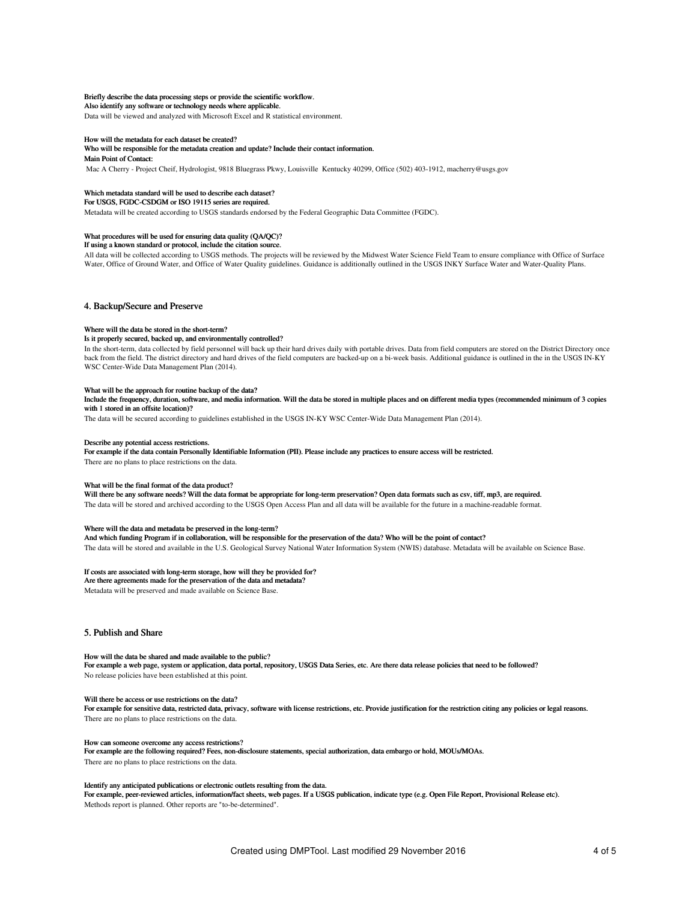**Briefly describe the data processing steps or provide the scientific workflow.**
**Also identify any software or technology needs where applicable.**

Data will be viewed and analyzed with Microsoft Excel and R statistical environment.

**How will the metadata for each dataset be created?**
**Who will be responsible for the metadata creation and update? Include their contact information.**
**Main Point of Contact:**

Mac A Cherry - Project Cheif, Hydrologist, 9818 Bluegrass Pkwy, Louisville Kentucky 40299, Office (502) 403-1912, macherry@usgs.gov

**Which metadata standard will be used to describe each dataset?**
**For USGS, FGDC-CSDGM or ISO 19115 series are required.**

Metadata will be created according to USGS standards endorsed by the Federal Geographic Data Committee (FGDC).

**What procedures will be used for ensuring data quality (QA/QC)?**
**If using a known standard or protocol, include the citation source.**

All data will be collected according to USGS methods. The projects will be reviewed by the Midwest Water Science Field Team to ensure compliance with Office of Surface Water, Office of Ground Water, and Office of Water Quality guidelines. Guidance is additionally outlined in the USGS INKY Surface Water and Water-Quality Plans.

## 4. Backup/Secure and Preserve

**Where will the data be stored in the short-term?**
**Is it properly secured, backed up, and environmentally controlled?**

In the short-term, data collected by field personnel will back up their hard drives daily with portable drives. Data from field computers are stored on the District Directory once back from the field. The district directory and hard drives of the field computers are backed-up on a bi-week basis. Additional guidance is outlined in the in the USGS IN-KY WSC Center-Wide Data Management Plan (2014).

**What will be the approach for routine backup of the data?**
**Include the frequency, duration, software, and media information. Will the data be stored in multiple places and on different media types (recommended minimum of 3 copies with 1 stored in an offsite location)?**

The data will be secured according to guidelines established in the USGS IN-KY WSC Center-Wide Data Management Plan (2014).

**Describe any potential access restrictions.**
**For example if the data contain Personally Identifiable Information (PII). Please include any practices to ensure access will be restricted.**

There are no plans to place restrictions on the data.

**What will be the final format of the data product?**
**Will there be any software needs? Will the data format be appropriate for long-term preservation? Open data formats such as csv, tiff, mp3, are required.**

The data will be stored and archived according to the USGS Open Access Plan and all data will be available for the future in a machine-readable format.

**Where will the data and metadata be preserved in the long-term?**
**And which funding Program if in collaboration, will be responsible for the preservation of the data? Who will be the point of contact?**

The data will be stored and available in the U.S. Geological Survey National Water Information System (NWIS) database. Metadata will be available on Science Base.

**If costs are associated with long-term storage, how will they be provided for?**
**Are there agreements made for the preservation of the data and metadata?**

Metadata will be preserved and made available on Science Base.

## 5. Publish and Share

**How will the data be shared and made available to the public?**
**For example a web page, system or application, data portal, repository, USGS Data Series, etc. Are there data release policies that need to be followed?**

No release policies have been established at this point.

**Will there be access or use restrictions on the data?**
**For example for sensitive data, restricted data, privacy, software with license restrictions, etc. Provide justification for the restriction citing any policies or legal reasons.**

There are no plans to place restrictions on the data.

**How can someone overcome any access restrictions?**
**For example are the following required? Fees, non-disclosure statements, special authorization, data embargo or hold, MOUs/MOAs.**

There are no plans to place restrictions on the data.

**Identify any anticipated publications or electronic outlets resulting from the data.**
**For example, peer-reviewed articles, information/fact sheets, web pages. If a USGS publication, indicate type (e.g. Open File Report, Provisional Release etc).**

Methods report is planned. Other reports are "to-be-determined".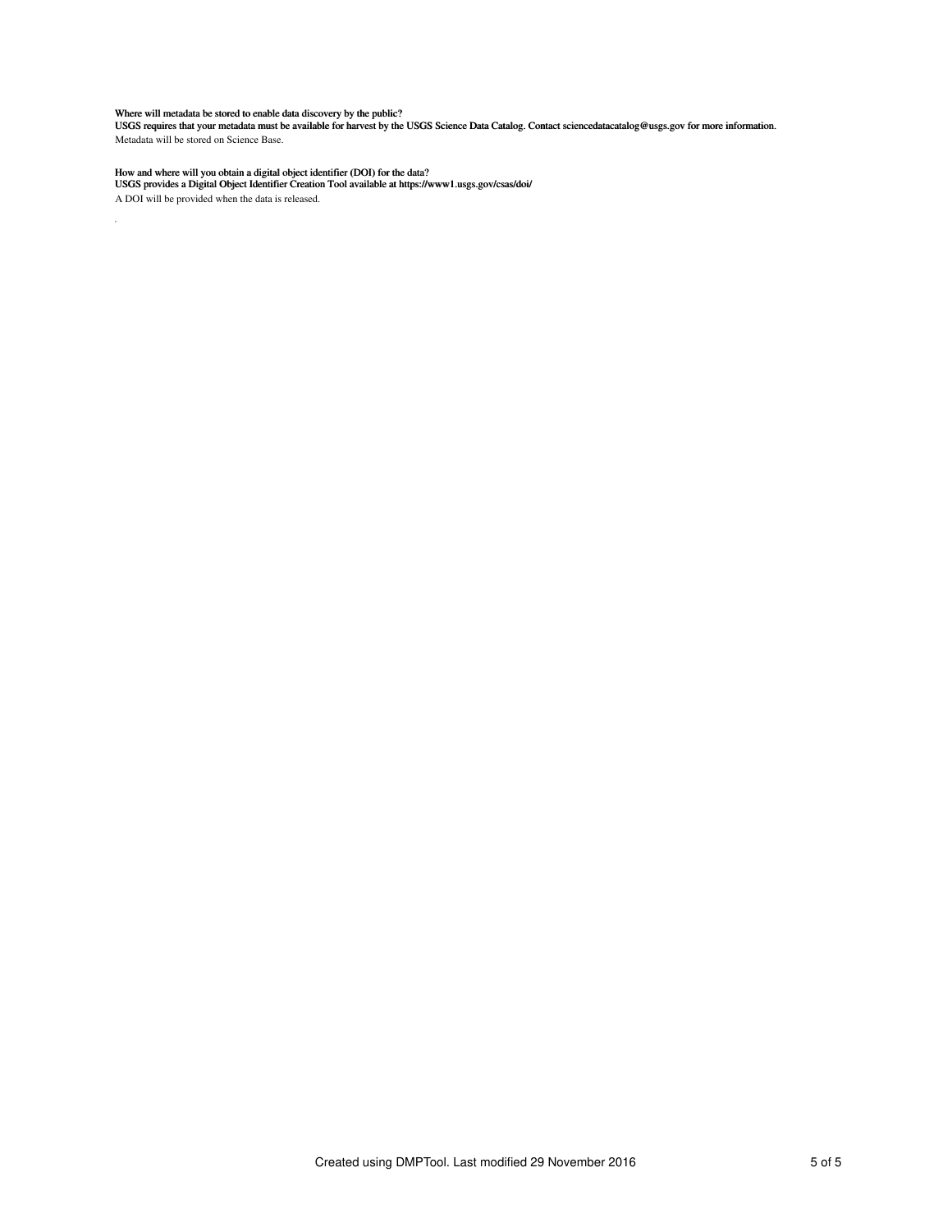**Where will metadata be stored to enable data discovery by the public?**
**USGS requires that your metadata must be available for harvest by the USGS Science Data Catalog. Contact sciencedatacatalog@usgs.gov for more information.**
Metadata will be stored on Science Base.

**How and where will you obtain a digital object identifier (DOI) for the data?**
**USGS provides a Digital Object Identifier Creation Tool available at https://www1.usgs.gov/csas/doi/**
A DOI will be provided when the data is released.